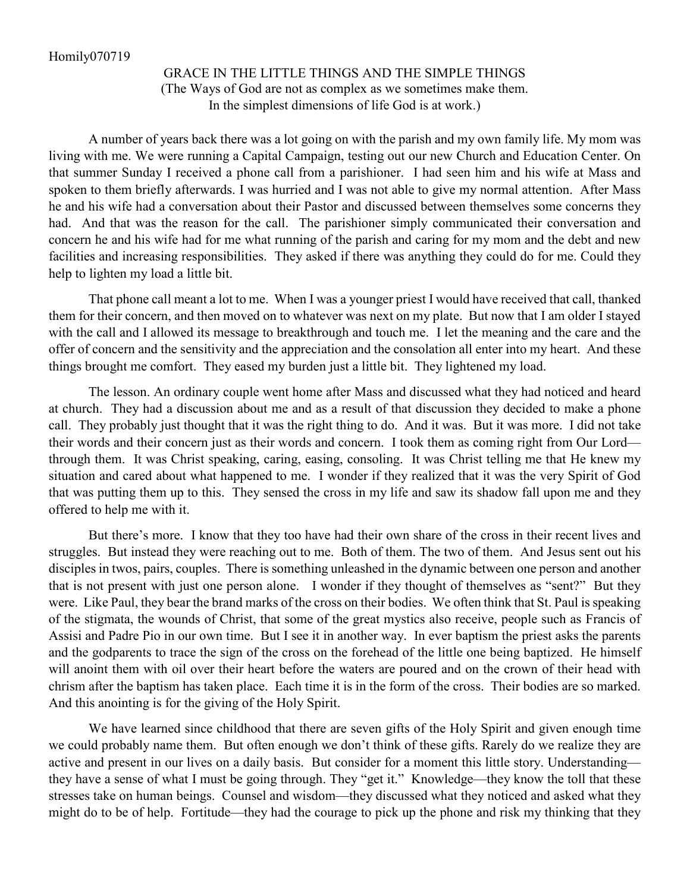Homily070719

## GRACE IN THE LITTLE THINGS AND THE SIMPLE THINGS

(The Ways of God are not as complex as we sometimes make them.
In the simplest dimensions of life God is at work.)

A number of years back there was a lot going on with the parish and my own family life. My mom was living with me. We were running a Capital Campaign, testing out our new Church and Education Center. On that summer Sunday I received a phone call from a parishioner. I had seen him and his wife at Mass and spoken to them briefly afterwards. I was hurried and I was not able to give my normal attention. After Mass he and his wife had a conversation about their Pastor and discussed between themselves some concerns they had. And that was the reason for the call. The parishioner simply communicated their conversation and concern he and his wife had for me what running of the parish and caring for my mom and the debt and new facilities and increasing responsibilities. They asked if there was anything they could do for me. Could they help to lighten my load a little bit.

That phone call meant a lot to me. When I was a younger priest I would have received that call, thanked them for their concern, and then moved on to whatever was next on my plate. But now that I am older I stayed with the call and I allowed its message to breakthrough and touch me. I let the meaning and the care and the offer of concern and the sensitivity and the appreciation and the consolation all enter into my heart. And these things brought me comfort. They eased my burden just a little bit. They lightened my load.

The lesson. An ordinary couple went home after Mass and discussed what they had noticed and heard at church. They had a discussion about me and as a result of that discussion they decided to make a phone call. They probably just thought that it was the right thing to do. And it was. But it was more. I did not take their words and their concern just as their words and concern. I took them as coming right from Our Lord—through them. It was Christ speaking, caring, easing, consoling. It was Christ telling me that He knew my situation and cared about what happened to me. I wonder if they realized that it was the very Spirit of God that was putting them up to this. They sensed the cross in my life and saw its shadow fall upon me and they offered to help me with it.

But there's more. I know that they too have had their own share of the cross in their recent lives and struggles. But instead they were reaching out to me. Both of them. The two of them. And Jesus sent out his disciples in twos, pairs, couples. There is something unleashed in the dynamic between one person and another that is not present with just one person alone. I wonder if they thought of themselves as "sent?" But they were. Like Paul, they bear the brand marks of the cross on their bodies. We often think that St. Paul is speaking of the stigmata, the wounds of Christ, that some of the great mystics also receive, people such as Francis of Assisi and Padre Pio in our own time. But I see it in another way. In ever baptism the priest asks the parents and the godparents to trace the sign of the cross on the forehead of the little one being baptized. He himself will anoint them with oil over their heart before the waters are poured and on the crown of their head with chrism after the baptism has taken place. Each time it is in the form of the cross. Their bodies are so marked. And this anointing is for the giving of the Holy Spirit.

We have learned since childhood that there are seven gifts of the Holy Spirit and given enough time we could probably name them. But often enough we don't think of these gifts. Rarely do we realize they are active and present in our lives on a daily basis. But consider for a moment this little story. Understanding—they have a sense of what I must be going through. They "get it." Knowledge—they know the toll that these stresses take on human beings. Counsel and wisdom—they discussed what they noticed and asked what they might do to be of help. Fortitude—they had the courage to pick up the phone and risk my thinking that they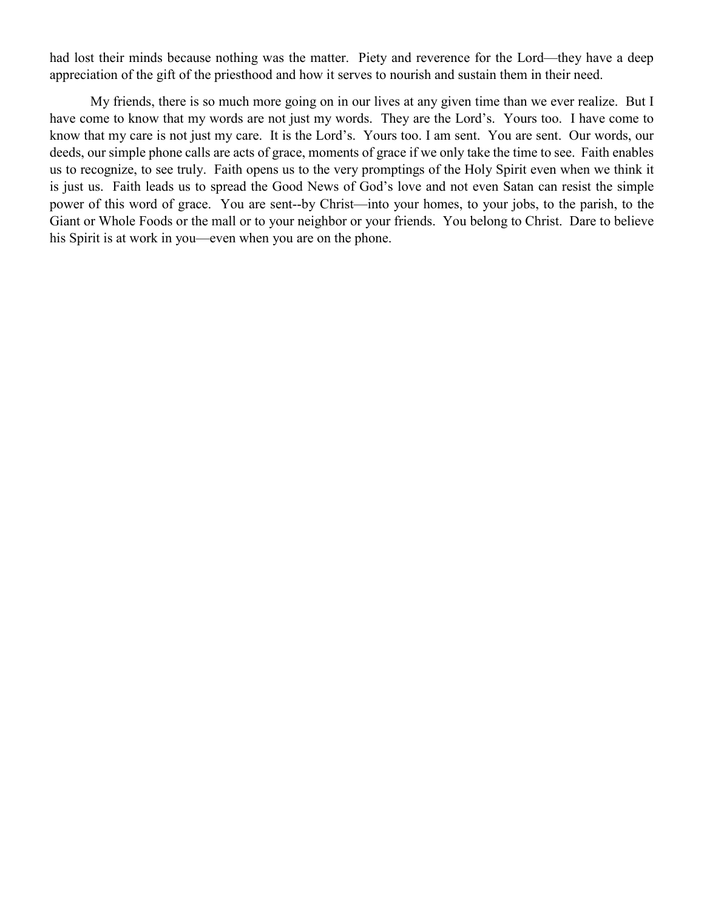had lost their minds because nothing was the matter. Piety and reverence for the Lord—they have a deep appreciation of the gift of the priesthood and how it serves to nourish and sustain them in their need.

My friends, there is so much more going on in our lives at any given time than we ever realize. But I have come to know that my words are not just my words. They are the Lord's. Yours too. I have come to know that my care is not just my care. It is the Lord's. Yours too. I am sent. You are sent. Our words, our deeds, our simple phone calls are acts of grace, moments of grace if we only take the time to see. Faith enables us to recognize, to see truly. Faith opens us to the very promptings of the Holy Spirit even when we think it is just us. Faith leads us to spread the Good News of God's love and not even Satan can resist the simple power of this word of grace. You are sent--by Christ—into your homes, to your jobs, to the parish, to the Giant or Whole Foods or the mall or to your neighbor or your friends. You belong to Christ. Dare to believe his Spirit is at work in you—even when you are on the phone.